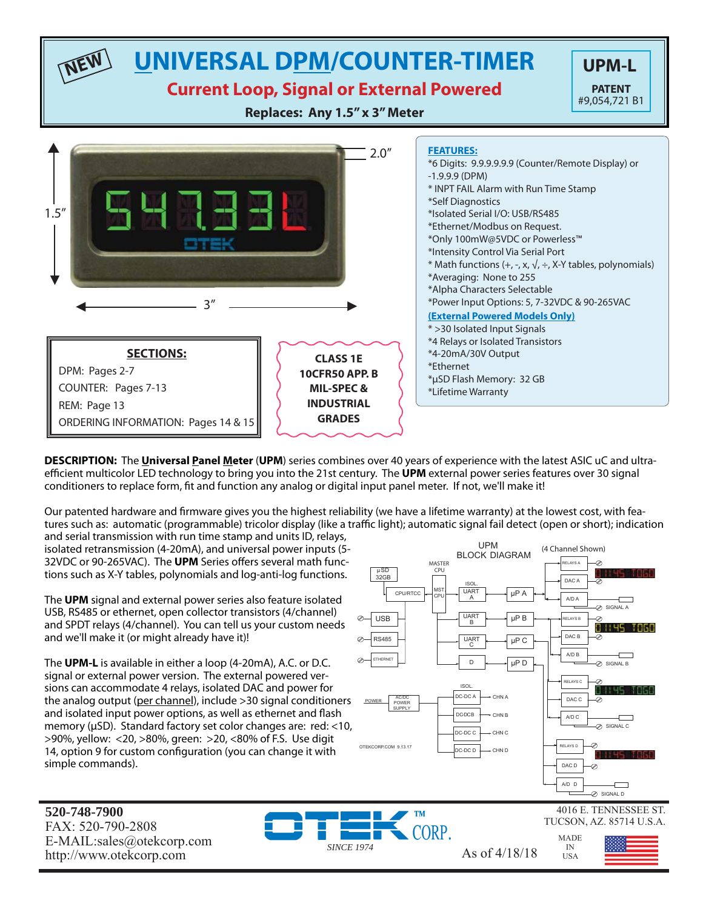NEW

# UNIVERSAL DPM/COUNTER-TIMER

## Current Loop, Signal or External Powered

**Replaces: Any 1.5" x 3" Meter**

**UPM-L**

**PATENT**
#9,054,721 B1

2.0"
1.5"
3"

### FEATURES:

*6 Digits: 9.9.9.9.9.9 (Counter/Remote Display) or -1.9.9.9 (DPM)
* INPT FAIL Alarm with Run Time Stamp
*Self Diagnostics
*Isolated Serial I/O: USB/RS485
*Ethernet/Modbus on Request.
*Only 100mW@5VDC or Powerless™
*Intensity Control Via Serial Port
* Math functions (+, -, x, √, ÷, X-Y tables, polynomials)
*Averaging: None to 255
*Alpha Characters Selectable
*Power Input Options: 5, 7-32VDC & 90-265VAC

**(External Powered Models Only)**

* >30 Isolated Input Signals
*4 Relays or Isolated Transistors
*4-20mA/30V Output
*Ethernet
*µSD Flash Memory: 32 GB
*Lifetime Warranty

### SECTIONS:

DPM: Pages 2-7
COUNTER: Pages 7-13
REM: Page 13
ORDERING INFORMATION: Pages 14 & 15

**CLASS 1E 10CFR50 APP. B MIL-SPEC & INDUSTRIAL GRADES**

**DESCRIPTION:** The **Universal Panel Meter** (**UPM**) series combines over 40 years of experience with the latest ASIC uC and ultra-efficient multicolor LED technology to bring you into the 21st century. The **UPM** external power series features over 30 signal conditioners to replace form, fit and function any analog or digital input panel meter. If not, we'll make it!

Our patented hardware and firmware gives you the highest reliability (we have a lifetime warranty) at the lowest cost, with features such as: automatic (programmable) tricolor display (like a traffic light); automatic signal fail detect (open or short); indication and serial transmission with run time stamp and units ID, relays, isolated retransmission (4-20mA), and universal power inputs (5-32VDC or 90-265VAC). The **UPM** Series offers several math functions such as X-Y tables, polynomials and log-anti-log functions.

The **UPM** signal and external power series also feature isolated USB, RS485 or ethernet, open collector transistors (4/channel) and SPDT relays (4/channel). You can tell us your custom needs and we'll make it (or might already have it)!

The **UPM-L** is available in either a loop (4-20mA), A.C. or D.C. signal or external power version. The external powered versions can accommodate 4 relays, isolated DAC and power for the analog output (per channel), include >30 signal conditioners and isolated input power options, as well as ethernet and flash memory (µSD). Standard factory set color changes are: red: <10, >90%, yellow: <20, >80%, green: >20, <80% of F.S. Use digit 14, option 9 for custom configuration (you can change it with simple commands).

UPM BLOCK DIAGRAM (4 Channel Shown)

OTEKCORP.COM 9.13.17

**520-748-7900**
FAX: 520-790-2808
E-MAIL:sales@otekcorp.com
http://www.otekcorp.com

OTEK™ CORP. SINCE 1974

As of 4/18/18

4016 E. TENNESSEE ST.
TUCSON, AZ. 85714 U.S.A.

MADE IN USA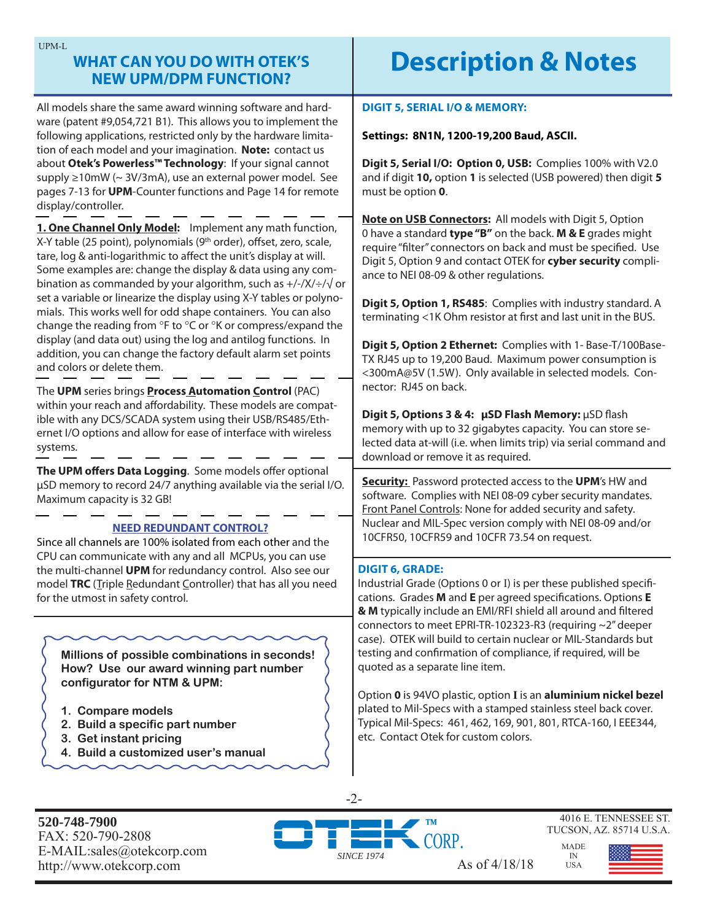## WHAT CAN YOU DO WITH OTEK'S NEW UPM/DPM FUNCTION?

All models share the same award winning software and hardware (patent #9,054,721 B1). This allows you to implement the following applications, restricted only by the hardware limitation of each model and your imagination. **Note:** contact us about **Otek's Powerless™ Technology**: If your signal cannot supply ≥10mW (~ 3V/3mA), use an external power model. See pages 7-13 for **UPM**-Counter functions and Page 14 for remote display/controller.

**1. One Channel Only Model:** Implement any math function, X-Y table (25 point), polynomials (9th order), offset, zero, scale, tare, log & anti-logarithmic to affect the unit's display at will. Some examples are: change the display & data using any combination as commanded by your algorithm, such as +/-/X/÷/√ or set a variable or linearize the display using X-Y tables or polynomials. This works well for odd shape containers. You can also change the reading from °F to °C or °K or compress/expand the display (and data out) using the log and antilog functions. In addition, you can change the factory default alarm set points and colors or delete them.

The **UPM** series brings **Process Automation Control** (PAC) within your reach and affordability. These models are compatible with any DCS/SCADA system using their USB/RS485/Ethernet I/O options and allow for ease of interface with wireless systems.

**The UPM offers Data Logging**. Some models offer optional µSD memory to record 24/7 anything available via the serial I/O. Maximum capacity is 32 GB!

**NEED REDUNDANT CONTROL?**

Since all channels are 100% isolated from each other and the CPU can communicate with any and all MCPUs, you can use the multi-channel **UPM** for redundancy control. Also see our model **TRC** (Triple Redundant Controller) that has all you need for the utmost in safety control.

**Millions of possible combinations in seconds! How? Use our award winning part number configurator for NTM & UPM:**

1. **Compare models**
2. **Build a specific part number**
3. **Get instant pricing**
4. **Build a customized user's manual**

# Description & Notes

**DIGIT 5, SERIAL I/O & MEMORY:**

**Settings: 8N1N, 1200-19,200 Baud, ASCII.**

**Digit 5, Serial I/O: Option 0, USB:** Complies 100% with V2.0 and if digit **10,** option **1** is selected (USB powered) then digit **5** must be option **0**.

**Note on USB Connectors:** All models with Digit 5, Option 0 have a standard **type "B"** on the back. **M & E** grades might require "filter" connectors on back and must be specified. Use Digit 5, Option 9 and contact OTEK for **cyber security** compliance to NEI 08-09 & other regulations.

**Digit 5, Option 1, RS485**: Complies with industry standard. A terminating <1K Ohm resistor at first and last unit in the BUS.

**Digit 5, Option 2 Ethernet:** Complies with 1- Base-T/100Base-TX RJ45 up to 19,200 Baud. Maximum power consumption is <300mA@5V (1.5W). Only available in selected models. Connector: RJ45 on back.

**Digit 5, Options 3 & 4: µSD Flash Memory:** µSD flash memory with up to 32 gigabytes capacity. You can store selected data at-will (i.e. when limits trip) via serial command and download or remove it as required.

**Security:** Password protected access to the **UPM**'s HW and software. Complies with NEI 08-09 cyber security mandates. Front Panel Controls: None for added security and safety. Nuclear and MIL-Spec version comply with NEI 08-09 and/or 10CFR50, 10CFR59 and 10CFR 73.54 on request.

**DIGIT 6, GRADE:**

Industrial Grade (Options 0 or I) is per these published specifications. Grades **M** and **E** per agreed specifications. Options **E & M** typically include an EMI/RFI shield all around and filtered connectors to meet EPRI-TR-102323-R3 (requiring ~2" deeper case). OTEK will build to certain nuclear or MIL-Standards but testing and confirmation of compliance, if required, will be quoted as a separate line item.

Option **0** is 94VO plastic, option **I** is an **aluminium nickel bezel** plated to Mil-Specs with a stamped stainless steel back cover. Typical Mil-Specs: 461, 462, 169, 901, 801, RTCA-160, I EEE344, etc. Contact Otek for custom colors.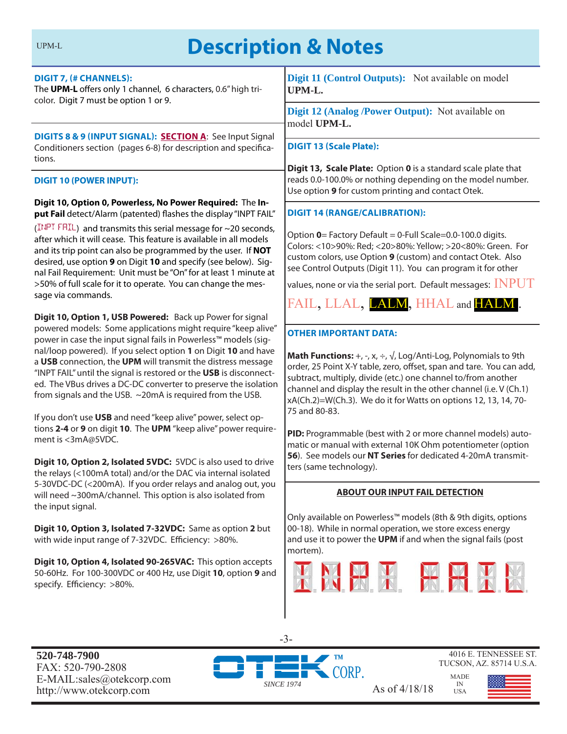# Description & Notes

**DIGIT 7, (# CHANNELS):**
The **UPM-L** offers only 1 channel, 6 characters, 0.6" high tri-color. Digit 7 must be option 1 or 9.

**DIGITS 8 & 9 (INPUT SIGNAL): SECTION A**: See Input Signal Conditioners section (pages 6-8) for description and specifications.

**DIGIT 10 (POWER INPUT):**

**Digit 10, Option 0, Powerless, No Power Required:** The **Input Fail** detect/Alarm (patented) flashes the display "INPT FAIL" (INPT FAIL) and transmits this serial message for ~20 seconds, after which it will cease. This feature is available in all models and its trip point can also be programmed by the user. If **NOT** desired, use option **9** on Digit **10** and specify (see below). Signal Fail Requirement: Unit must be "On" for at least 1 minute at >50% of full scale for it to operate. You can change the message via commands.

**Digit 10, Option 1, USB Powered:** Back up Power for signal powered models: Some applications might require "keep alive" power in case the input signal fails in Powerless™ models (signal/loop powered). If you select option **1** on Digit **10** and have a **USB** connection, the **UPM** will transmit the distress message "INPT FAIL" until the signal is restored or the **USB** is disconnected. The VBus drives a DC-DC converter to preserve the isolation from signals and the USB. ~20mA is required from the USB.

If you don't use **USB** and need "keep alive" power, select options **2-4** or **9** on digit **10**. The **UPM** "keep alive" power requirement is <3mA@5VDC.

**Digit 10, Option 2, Isolated 5VDC:** 5VDC is also used to drive the relays (<100mA total) and/or the DAC via internal isolated 5-30VDC-DC (<200mA). If you order relays and analog out, you will need ~300mA/channel. This option is also isolated from the input signal.

**Digit 10, Option 3, Isolated 7-32VDC:** Same as option **2** but with wide input range of 7-32VDC. Efficiency: >80%.

**Digit 10, Option 4, Isolated 90-265VAC:** This option accepts 50-60Hz. For 100-300VDC or 400 Hz, use Digit **10**, option **9** and specify. Efficiency: >80%.

**Digit 11 (Control Outputs):** Not available on model **UPM-L.**

**Digit 12 (Analog /Power Output):** Not available on model **UPM-L.**

**Digit 13 (Scale Plate):**

**Digit 13, Scale Plate:** Option **0** is a standard scale plate that reads 0.0-100.0% or nothing depending on the model number. Use option **9** for custom printing and contact Otek.

**DIGIT 14 (RANGE/CALIBRATION):**

Option **0**= Factory Default = 0-Full Scale=0.0-100.0 digits. Colors: <10>90%: Red; <20>80%: Yellow; >20<80%: Green. For custom colors, use Option **9** (custom) and contact Otek. Also see Control Outputs (Digit 11). You can program it for other values, none or via the serial port. Default messages: INPUT FAIL, LLAL, LALM, HHAL and HALM.

**OTHER IMPORTANT DATA:**

**Math Functions:** +, -, x, ÷, √, Log/Anti-Log, Polynomials to 9th order, 25 Point X-Y table, zero, offset, span and tare. You can add, subtract, multiply, divide (etc.) one channel to/from another channel and display the result in the other channel (i.e. V (Ch.1) xA(Ch.2)=W(Ch.3). We do it for Watts on options 12, 13, 14, 70-75 and 80-83.

**PID:** Programmable (best with 2 or more channel models) automatic or manual with external 10K Ohm potentiometer (option **56**). See models our **NT Series** for dedicated 4-20mA transmitters (same technology).

**ABOUT OUR INPUT FAIL DETECTION**

Only available on Powerless™ models (8th & 9th digits, options 00-18). While in normal operation, we store excess energy and use it to power the **UPM** if and when the signal fails (post mortem).

INPT FAIL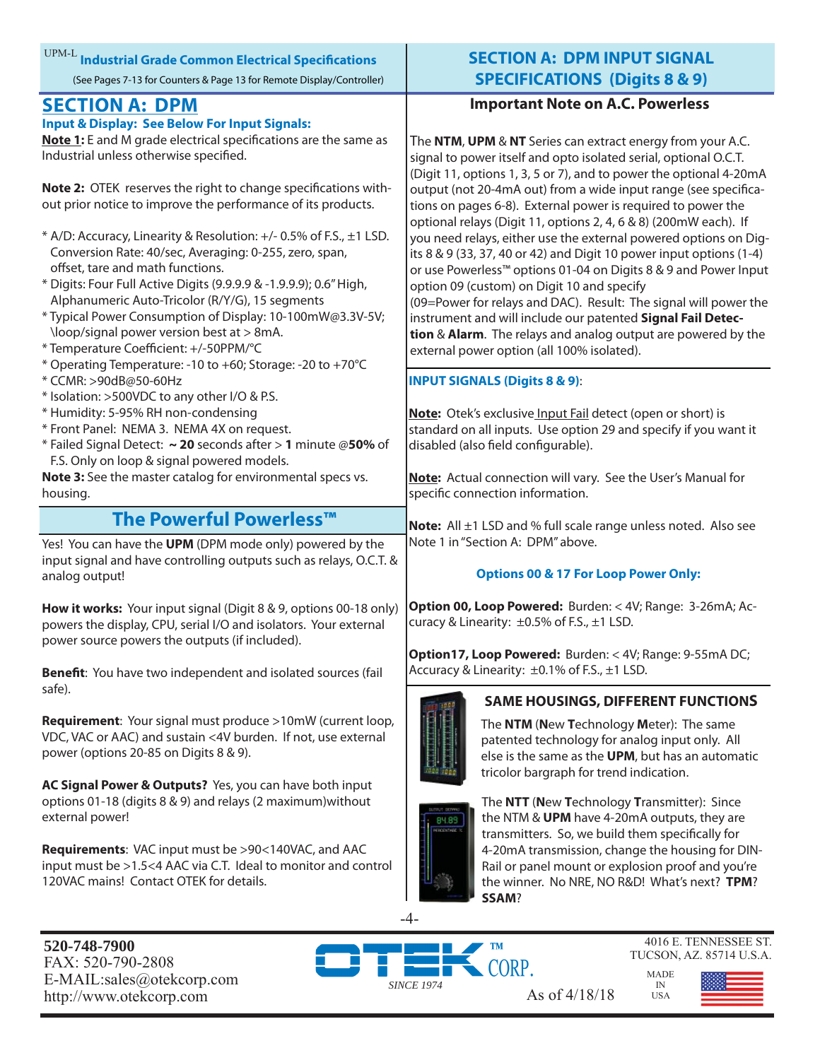UPM-L **Industrial Grade Common Electrical Specifications**

(See Pages 7-13 for Counters & Page 13 for Remote Display/Controller)

## SECTION A: DPM

**Input & Display: See Below For Input Signals:**

**Note 1:** E and M grade electrical specifications are the same as Industrial unless otherwise specified.

**Note 2:** OTEK reserves the right to change specifications without prior notice to improve the performance of its products.

* A/D: Accuracy, Linearity & Resolution: +/- 0.5% of F.S., ±1 LSD. Conversion Rate: 40/sec, Averaging: 0-255, zero, span, offset, tare and math functions.
* Digits: Four Full Active Digits (9.9.9.9 & -1.9.9.9); 0.6" High, Alphanumeric Auto-Tricolor (R/Y/G), 15 segments
* Typical Power Consumption of Display: 10-100mW@3.3V-5V; \loop/signal power version best at > 8mA.
* Temperature Coefficient: +/-50PPM/°C
* Operating Temperature: -10 to +60; Storage: -20 to +70°C
* CCMR: >90dB@50-60Hz
* Isolation: >500VDC to any other I/O & P.S.
* Humidity: 5-95% RH non-condensing
* Front Panel: NEMA 3. NEMA 4X on request.
* Failed Signal Detect: **~ 20** seconds after > **1** minute @**50%** of F.S. Only on loop & signal powered models.

**Note 3:** See the master catalog for environmental specs vs. housing.

## The Powerful Powerless™

Yes! You can have the **UPM** (DPM mode only) powered by the input signal and have controlling outputs such as relays, O.C.T. & analog output!

**How it works:** Your input signal (Digit 8 & 9, options 00-18 only) powers the display, CPU, serial I/O and isolators. Your external power source powers the outputs (if included).

**Benefit**: You have two independent and isolated sources (fail safe).

**Requirement**: Your signal must produce >10mW (current loop, VDC, VAC or AAC) and sustain <4V burden. If not, use external power (options 20-85 on Digits 8 & 9).

**AC Signal Power & Outputs?** Yes, you can have both input options 01-18 (digits 8 & 9) and relays (2 maximum)without external power!

**Requirements**: VAC input must be >90<140VAC, and AAC input must be >1.5<4 AAC via C.T. Ideal to monitor and control 120VAC mains! Contact OTEK for details.

## SECTION A: DPM INPUT SIGNAL SPECIFICATIONS (Digits 8 & 9)

### Important Note on A.C. Powerless

The **NTM**, **UPM** & **NT** Series can extract energy from your A.C. signal to power itself and opto isolated serial, optional O.C.T. (Digit 11, options 1, 3, 5 or 7), and to power the optional 4-20mA output (not 20-4mA out) from a wide input range (see specifications on pages 6-8). External power is required to power the optional relays (Digit 11, options 2, 4, 6 & 8) (200mW each). If you need relays, either use the external powered options on Digits 8 & 9 (33, 37, 40 or 42) and Digit 10 power input options (1-4) or use Powerless™ options 01-04 on Digits 8 & 9 and Power Input option 09 (custom) on Digit 10 and specify (09=Power for relays and DAC). Result: The signal will power the instrument and will include our patented **Signal Fail Detection** & **Alarm**. The relays and analog output are powered by the external power option (all 100% isolated).

**INPUT SIGNALS (Digits 8 & 9)**:

**Note:** Otek's exclusive Input Fail detect (open or short) is standard on all inputs. Use option 29 and specify if you want it disabled (also field configurable).

**Note:** Actual connection will vary. See the User's Manual for specific connection information.

**Note:** All ±1 LSD and % full scale range unless noted. Also see Note 1 in "Section A: DPM" above.

**Options 00 & 17 For Loop Power Only:**

**Option 00, Loop Powered:** Burden: < 4V; Range: 3-26mA; Accuracy & Linearity: ±0.5% of F.S., ±1 LSD.

**Option17, Loop Powered:** Burden: < 4V; Range: 9-55mA DC; Accuracy & Linearity: ±0.1% of F.S., ±1 LSD.

### SAME HOUSINGS, DIFFERENT FUNCTIONS

The **NTM** (**N**ew **T**echnology **M**eter): The same patented technology for analog input only. All else is the same as the **UPM**, but has an automatic tricolor bargraph for trend indication.

The **NTT** (**N**ew **T**echnology **T**ransmitter): Since the NTM & **UPM** have 4-20mA outputs, they are transmitters. So, we build them specifically for 4-20mA transmission, change the housing for DIN-Rail or panel mount or explosion proof and you're the winner. No NRE, NO R&D! What's next? **TPM**? **SSAM**?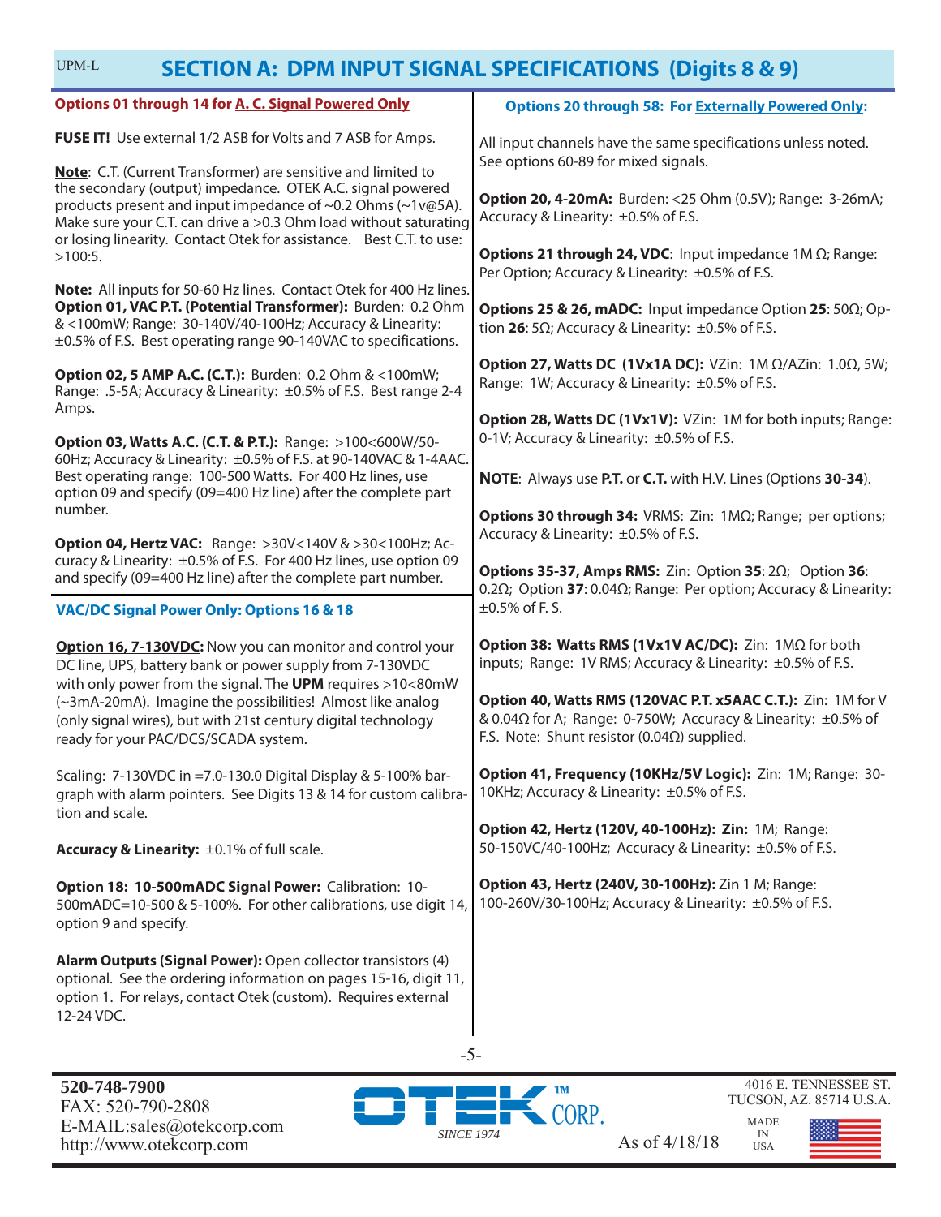# SECTION A: DPM INPUT SIGNAL SPECIFICATIONS (Digits 8 & 9)

## Options 01 through 14 for A. C. Signal Powered Only

**FUSE IT!** Use external 1/2 ASB for Volts and 7 ASB for Amps.

**Note**: C.T. (Current Transformer) are sensitive and limited to the secondary (output) impedance. OTEK A.C. signal powered products present and input impedance of ~0.2 Ohms (~1v@5A). Make sure your C.T. can drive a >0.3 Ohm load without saturating or losing linearity. Contact Otek for assistance. Best C.T. to use: >100:5.

**Note:** All inputs for 50-60 Hz lines. Contact Otek for 400 Hz lines.
**Option 01, VAC P.T. (Potential Transformer):** Burden: 0.2 Ohm & <100mW; Range: 30-140V/40-100Hz; Accuracy & Linearity: ±0.5% of F.S. Best operating range 90-140VAC to specifications.

**Option 02, 5 AMP A.C. (C.T.):** Burden: 0.2 Ohm & <100mW; Range: .5-5A; Accuracy & Linearity: ±0.5% of F.S. Best range 2-4 Amps.

**Option 03, Watts A.C. (C.T. & P.T.):** Range: >100<600W/50-60Hz; Accuracy & Linearity: ±0.5% of F.S. at 90-140VAC & 1-4AAC. Best operating range: 100-500 Watts. For 400 Hz lines, use option 09 and specify (09=400 Hz line) after the complete part number.

**Option 04, Hertz VAC:** Range: >30V<140V & >30<100Hz; Accuracy & Linearity: ±0.5% of F.S. For 400 Hz lines, use option 09 and specify (09=400 Hz line) after the complete part number.

## VAC/DC Signal Power Only: Options 16 & 18

**Option 16, 7-130VDC:** Now you can monitor and control your DC line, UPS, battery bank or power supply from 7-130VDC with only power from the signal. The **UPM** requires >10<80mW (~3mA-20mA). Imagine the possibilities! Almost like analog (only signal wires), but with 21st century digital technology ready for your PAC/DCS/SCADA system.

Scaling: 7-130VDC in =7.0-130.0 Digital Display & 5-100% bargraph with alarm pointers. See Digits 13 & 14 for custom calibration and scale.

**Accuracy & Linearity:** ±0.1% of full scale.

**Option 18: 10-500mADC Signal Power:** Calibration: 10-500mADC=10-500 & 5-100%. For other calibrations, use digit 14, option 9 and specify.

**Alarm Outputs (Signal Power):** Open collector transistors (4) optional. See the ordering information on pages 15-16, digit 11, option 1. For relays, contact Otek (custom). Requires external 12-24 VDC.

## Options 20 through 58: For Externally Powered Only:

All input channels have the same specifications unless noted. See options 60-89 for mixed signals.

**Option 20, 4-20mA:** Burden: <25 Ohm (0.5V); Range: 3-26mA; Accuracy & Linearity: ±0.5% of F.S.

**Options 21 through 24, VDC**: Input impedance 1M Ω; Range: Per Option; Accuracy & Linearity: ±0.5% of F.S.

**Options 25 & 26, mADC:** Input impedance Option **25**: 50Ω; Option **26**: 5Ω; Accuracy & Linearity: ±0.5% of F.S.

**Option 27, Watts DC (1Vx1A DC):** VZin: 1M Ω/AZin: 1.0Ω, 5W; Range: 1W; Accuracy & Linearity: ±0.5% of F.S.

**Option 28, Watts DC (1Vx1V):** VZin: 1M for both inputs; Range: 0-1V; Accuracy & Linearity: ±0.5% of F.S.

**NOTE**: Always use **P.T.** or **C.T.** with H.V. Lines (Options **30-34**).

**Options 30 through 34:** VRMS: Zin: 1MΩ; Range; per options; Accuracy & Linearity: ±0.5% of F.S.

**Options 35-37, Amps RMS:** Zin: Option **35**: 2Ω; Option **36**: 0.2Ω; Option **37**: 0.04Ω; Range: Per option; Accuracy & Linearity: ±0.5% of F. S.

**Option 38: Watts RMS (1Vx1V AC/DC):** Zin: 1MΩ for both inputs; Range: 1V RMS; Accuracy & Linearity: ±0.5% of F.S.

**Option 40, Watts RMS (120VAC P.T. x5AAC C.T.):** Zin: 1M for V & 0.04Ω for A; Range: 0-750W; Accuracy & Linearity: ±0.5% of F.S. Note: Shunt resistor (0.04Ω) supplied.

**Option 41, Frequency (10KHz/5V Logic):** Zin: 1M; Range: 30-10KHz; Accuracy & Linearity: ±0.5% of F.S.

**Option 42, Hertz (120V, 40-100Hz): Zin:** 1M; Range: 50-150VC/40-100Hz; Accuracy & Linearity: ±0.5% of F.S.

**Option 43, Hertz (240V, 30-100Hz):** Zin 1 M; Range: 100-260V/30-100Hz; Accuracy & Linearity: ±0.5% of F.S.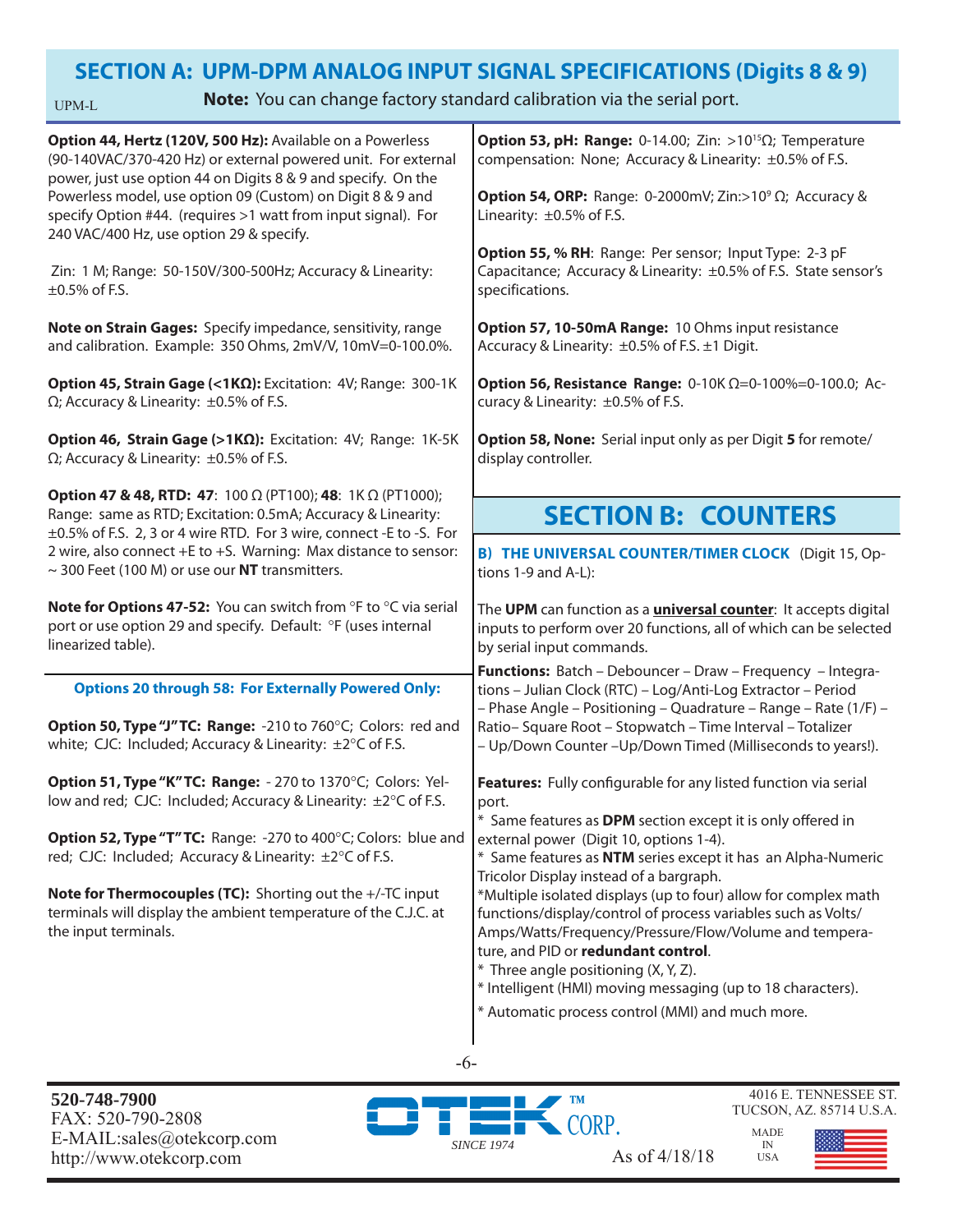## SECTION A: UPM-DPM ANALOG INPUT SIGNAL SPECIFICATIONS (Digits 8 & 9)

UPM-L

**Note:** You can change factory standard calibration via the serial port.

**Option 44, Hertz (120V, 500 Hz):** Available on a Powerless (90-140VAC/370-420 Hz) or external powered unit. For external power, just use option 44 on Digits 8 & 9 and specify. On the Powerless model, use option 09 (Custom) on Digit 8 & 9 and specify Option #44. (requires >1 watt from input signal). For 240 VAC/400 Hz, use option 29 & specify.

Zin: 1 M; Range: 50-150V/300-500Hz; Accuracy & Linearity: ±0.5% of F.S.

**Note on Strain Gages:** Specify impedance, sensitivity, range and calibration. Example: 350 Ohms, 2mV/V, 10mV=0-100.0%.

**Option 45, Strain Gage (<1KΩ):** Excitation: 4V; Range: 300-1K Ω; Accuracy & Linearity: ±0.5% of F.S.

**Option 46, Strain Gage (>1KΩ):** Excitation: 4V; Range: 1K-5K Ω; Accuracy & Linearity: ±0.5% of F.S.

**Option 47 & 48, RTD: 47**: 100 Ω (PT100); **48**: 1K Ω (PT1000); Range: same as RTD; Excitation: 0.5mA; Accuracy & Linearity: ±0.5% of F.S. 2, 3 or 4 wire RTD. For 3 wire, connect -E to -S. For 2 wire, also connect +E to +S. Warning: Max distance to sensor: ~ 300 Feet (100 M) or use our **NT** transmitters.

**Note for Options 47-52:** You can switch from °F to °C via serial port or use option 29 and specify. Default: °F (uses internal linearized table).

**Options 20 through 58: For Externally Powered Only:**

**Option 50, Type "J" TC: Range:** -210 to 760°C; Colors: red and white; CJC: Included; Accuracy & Linearity: ±2°C of F.S.

**Option 51, Type "K" TC: Range:** - 270 to 1370°C; Colors: Yellow and red; CJC: Included; Accuracy & Linearity: ±2°C of F.S.

**Option 52, Type "T" TC:** Range: -270 to 400°C; Colors: blue and red; CJC: Included; Accuracy & Linearity: ±2°C of F.S.

**Note for Thermocouples (TC):** Shorting out the +/-TC input terminals will display the ambient temperature of the C.J.C. at the input terminals.

**Option 53, pH: Range:** 0-14.00; Zin: >$10^{15}$Ω; Temperature compensation: None; Accuracy & Linearity: ±0.5% of F.S.

**Option 54, ORP:** Range: 0-2000mV; Zin:>$10^{9}$ Ω; Accuracy & Linearity: ±0.5% of F.S.

**Option 55, % RH**: Range: Per sensor; Input Type: 2-3 pF Capacitance; Accuracy & Linearity: ±0.5% of F.S. State sensor's specifications.

**Option 57, 10-50mA Range:** 10 Ohms input resistance Accuracy & Linearity: ±0.5% of F.S. ±1 Digit.

**Option 56, Resistance Range:** 0-10K Ω=0-100%=0-100.0; Accuracy & Linearity: ±0.5% of F.S.

**Option 58, None:** Serial input only as per Digit **5** for remote/display controller.

## SECTION B: COUNTERS

**B) THE UNIVERSAL COUNTER/TIMER CLOCK** (Digit 15, Options 1-9 and A-L):

The **UPM** can function as a **universal counter**: It accepts digital inputs to perform over 20 functions, all of which can be selected by serial input commands.

**Functions:** Batch – Debouncer – Draw – Frequency – Integrations – Julian Clock (RTC) – Log/Anti-Log Extractor – Period – Phase Angle – Positioning – Quadrature – Range – Rate (1/F) – Ratio– Square Root – Stopwatch – Time Interval – Totalizer – Up/Down Counter –Up/Down Timed (Milliseconds to years!).

**Features:** Fully configurable for any listed function via serial port.

* Same features as **DPM** section except it is only offered in external power (Digit 10, options 1-4).
* Same features as **NTM** series except it has an Alpha-Numeric Tricolor Display instead of a bargraph.
*Multiple isolated displays (up to four) allow for complex math functions/display/control of process variables such as Volts/Amps/Watts/Frequency/Pressure/Flow/Volume and temperature, and PID or **redundant control**.
* Three angle positioning (X, Y, Z).
* Intelligent (HMI) moving messaging (up to 18 characters).
* Automatic process control (MMI) and much more.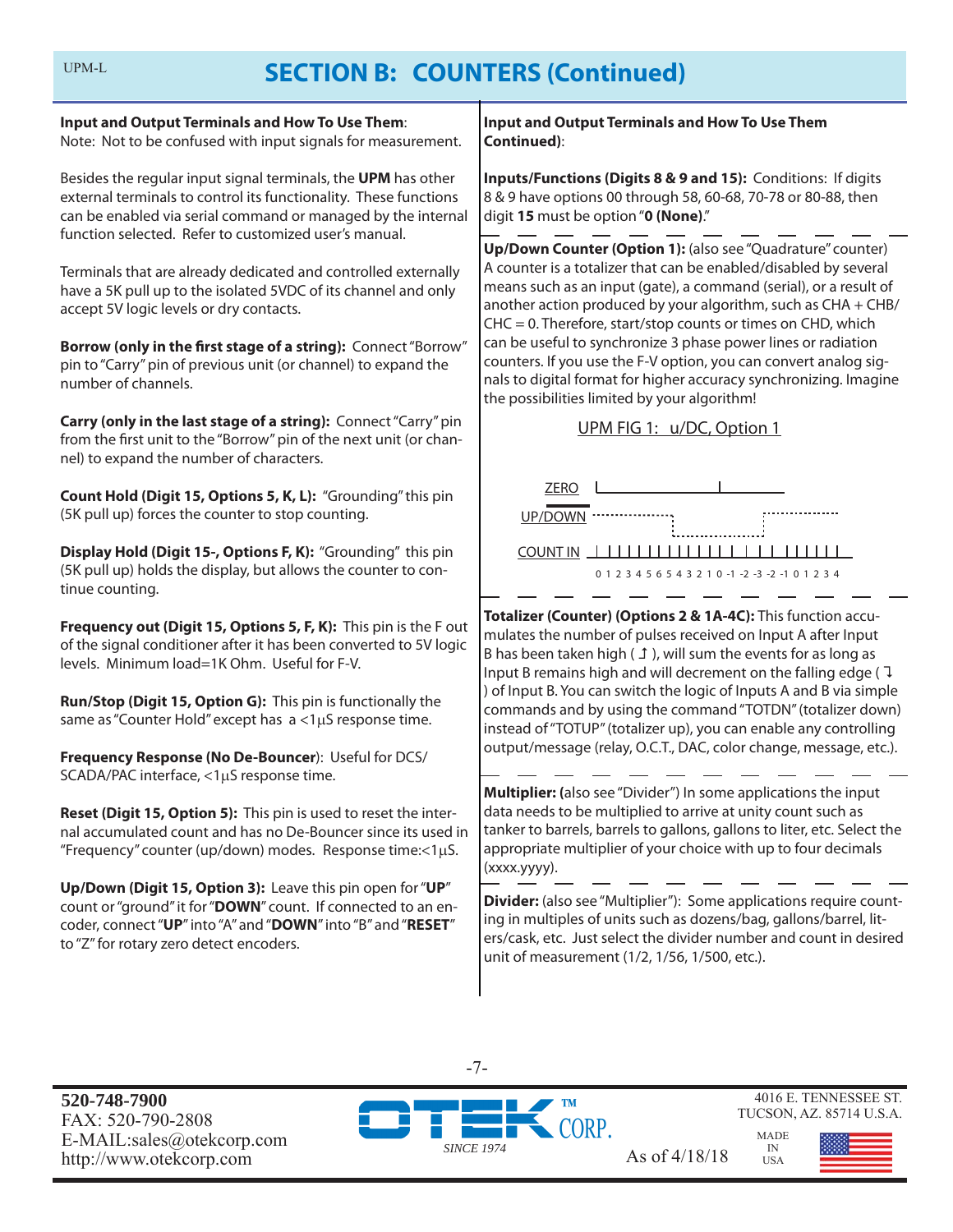## SECTION B: COUNTERS (Continued)

**Input and Output Terminals and How To Use Them**:
Note: Not to be confused with input signals for measurement.

Besides the regular input signal terminals, the **UPM** has other external terminals to control its functionality. These functions can be enabled via serial command or managed by the internal function selected. Refer to customized user's manual.

Terminals that are already dedicated and controlled externally have a 5K pull up to the isolated 5VDC of its channel and only accept 5V logic levels or dry contacts.

**Borrow (only in the first stage of a string):** Connect "Borrow" pin to "Carry" pin of previous unit (or channel) to expand the number of channels.

**Carry (only in the last stage of a string):** Connect "Carry" pin from the first unit to the "Borrow" pin of the next unit (or channel) to expand the number of characters.

**Count Hold (Digit 15, Options 5, K, L):** "Grounding" this pin (5K pull up) forces the counter to stop counting.

**Display Hold (Digit 15-, Options F, K):** "Grounding" this pin (5K pull up) holds the display, but allows the counter to continue counting.

**Frequency out (Digit 15, Options 5, F, K):** This pin is the F out of the signal conditioner after it has been converted to 5V logic levels. Minimum load=1K Ohm. Useful for F-V.

**Run/Stop (Digit 15, Option G):** This pin is functionally the same as "Counter Hold" except has a <1µS response time.

**Frequency Response (No De-Bouncer**): Useful for DCS/SCADA/PAC interface, <1µS response time.

**Reset (Digit 15, Option 5):** This pin is used to reset the internal accumulated count and has no De-Bouncer since its used in "Frequency" counter (up/down) modes. Response time:<1µS.

**Up/Down (Digit 15, Option 3):** Leave this pin open for "**UP**" count or "ground" it for "**DOWN**" count. If connected to an encoder, connect "**UP**" into "A" and "**DOWN**" into "B" and "**RESET**" to "Z" for rotary zero detect encoders.

**Input and Output Terminals and How To Use Them Continued)**:

**Inputs/Functions (Digits 8 & 9 and 15):** Conditions: If digits 8 & 9 have options 00 through 58, 60-68, 70-78 or 80-88, then digit **15** must be option "**0 (None)**."

**Up/Down Counter (Option 1):** (also see "Quadrature" counter) A counter is a totalizer that can be enabled/disabled by several means such as an input (gate), a command (serial), or a result of another action produced by your algorithm, such as CHA + CHB/CHC = 0. Therefore, start/stop counts or times on CHD, which can be useful to synchronize 3 phase power lines or radiation counters. If you use the F-V option, you can convert analog signals to digital format for higher accuracy synchronizing. Imagine the possibilities limited by your algorithm!

UPM FIG 1: u/DC, Option 1

ZERO
UP/DOWN
COUNT IN
0 1 2 3 4 5 6 5 4 3 2 1 0 -1 -2 -3 -2 -1 0 1 2 3 4

**Totalizer (Counter) (Options 2 & 1A-4C):** This function accumulates the number of pulses received on Input A after Input B has been taken high ( ↥ ), will sum the events for as long as Input B remains high and will decrement on the falling edge ( ↧ ) of Input B. You can switch the logic of Inputs A and B via simple commands and by using the command "TOTDN" (totalizer down) instead of "TOTUP" (totalizer up), you can enable any controlling output/message (relay, O.C.T., DAC, color change, message, etc.).

**Multiplier: (**also see "Divider") In some applications the input data needs to be multiplied to arrive at unity count such as tanker to barrels, barrels to gallons, gallons to liter, etc. Select the appropriate multiplier of your choice with up to four decimals (xxxx.yyyy).

**Divider:** (also see "Multiplier"): Some applications require counting in multiples of units such as dozens/bag, gallons/barrel, liters/cask, etc. Just select the divider number and count in desired unit of measurement (1/2, 1/56, 1/500, etc.).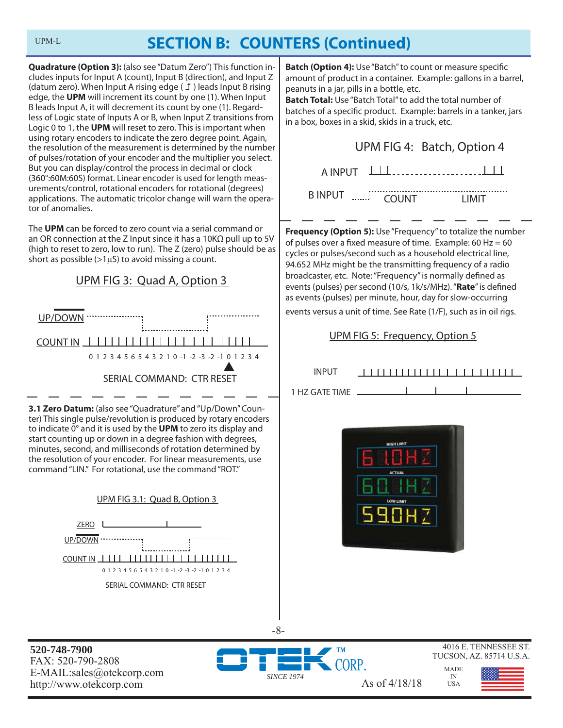# SECTION B: COUNTERS (Continued)

**Quadrature (Option 3):** (also see "Datum Zero") This function includes inputs for Input A (count), Input B (direction), and Input Z (datum zero). When Input A rising edge ( ↥ ) leads Input B rising edge, the **UPM** will increment its count by one (1). When Input B leads Input A, it will decrement its count by one (1). Regardless of Logic state of Inputs A or B, when Input Z transitions from Logic 0 to 1, the **UPM** will reset to zero. This is important when using rotary encoders to indicate the zero degree point. Again, the resolution of the measurement is determined by the number of pulses/rotation of your encoder and the multiplier you select. But you can display/control the process in decimal or clock (360°:60M:60S) format. Linear encoder is used for length measurements/control, rotational encoders for rotational (degrees) applications. The automatic tricolor change will warn the operator of anomalies.

The **UPM** can be forced to zero count via a serial command or an OR connection at the Z Input since it has a 10KΩ pull up to 5V (high to reset to zero, low to run). The Z (zero) pulse should be as short as possible (>1µS) to avoid missing a count.

UPM FIG 3: Quad A, Option 3

UP/DOWN

COUNT IN

0 1 2 3 4 5 6 5 4 3 2 1 0 -1 -2 -3 -2 -1 0 1 2 3 4

SERIAL COMMAND: CTR RESET

**3.1 Zero Datum:** (also see "Quadrature" and "Up/Down" Counter) This single pulse/revolution is produced by rotary encoders to indicate 0° and it is used by the **UPM** to zero its display and start counting up or down in a degree fashion with degrees, minutes, second, and milliseconds of rotation determined by the resolution of your encoder. For linear measurements, use command "LIN." For rotational, use the command "ROT."

UPM FIG 3.1: Quad B, Option 3

ZERO

UP/DOWN

COUNT IN

0 1 2 3 4 5 6 5 4 3 2 1 0 -1 -2 -3 -2 -1 0 1 2 3 4

SERIAL COMMAND: CTR RESET

**Batch (Option 4):** Use "Batch" to count or measure specific amount of product in a container. Example: gallons in a barrel, peanuts in a jar, pills in a bottle, etc.

**Batch Total:** Use "Batch Total" to add the total number of batches of a specific product. Example: barrels in a tanker, jars in a box, boxes in a skid, skids in a truck, etc.

UPM FIG 4: Batch, Option 4

A INPUT

B INPUT COUNT LIMIT

**Frequency (Option 5):** Use "Frequency" to totalize the number of pulses over a fixed measure of time. Example: 60 Hz = 60 cycles or pulses/second such as a household electrical line, 94.652 MHz might be the transmitting frequency of a radio broadcaster, etc. Note: "Frequency" is normally defined as events (pulses) per second (10/s, 1k/s/MHz). "**Rate**" is defined as events (pulses) per minute, hour, day for slow-occurring events versus a unit of time. See Rate (1/F), such as in oil rigs.

UPM FIG 5: Frequency, Option 5

INPUT

1 HZ GATE TIME

HIGH LIMIT 61.0HZ

ACTUAL 60.1HZ

LOW LIMIT 59.0HZ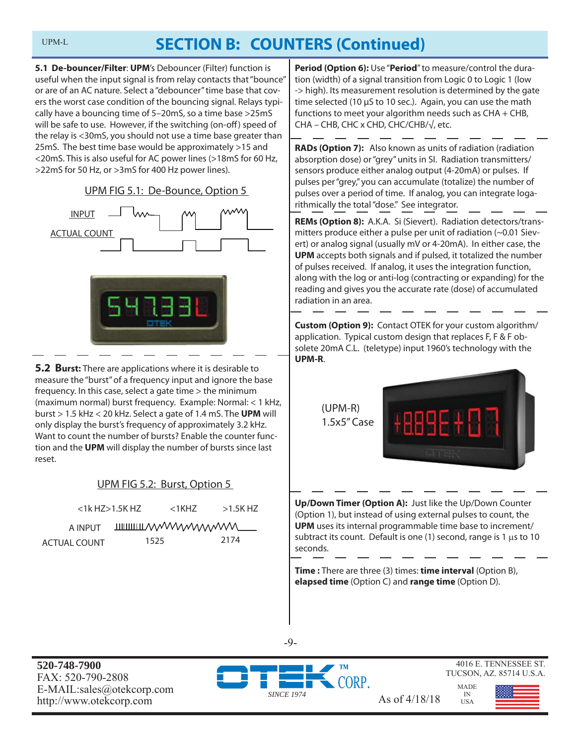# SECTION B: COUNTERS (Continued)

**5.1 De-bouncer/Filter**: **UPM**'s Debouncer (Filter) function is useful when the input signal is from relay contacts that "bounce" or are of an AC nature. Select a "debouncer" time base that covers the worst case condition of the bouncing signal. Relays typically have a bouncing time of 5–20mS, so a time base >25mS will be safe to use. However, if the switching (on-off) speed of the relay is <30mS, you should not use a time base greater than 25mS. The best time base would be approximately >15 and <20mS. This is also useful for AC power lines (>18mS for 60 Hz, >22mS for 50 Hz, or >3mS for 400 Hz power lines).

UPM FIG 5.1: De-Bounce, Option 5

INPUT

ACTUAL COUNT

**5.2 Burst:** There are applications where it is desirable to measure the "burst" of a frequency input and ignore the base frequency. In this case, select a gate time > the minimum (maximum normal) burst frequency. Example: Normal: < 1 kHz, burst > 1.5 kHz < 20 kHz. Select a gate of 1.4 mS. The **UPM** will only display the burst's frequency of approximately 3.2 kHz. Want to count the number of bursts? Enable the counter function and the **UPM** will display the number of bursts since last reset.

UPM FIG 5.2: Burst, Option 5

<1k HZ>1.5K HZ &nbsp; <1KHZ &nbsp; >1.5K HZ

A INPUT

ACTUAL COUNT &nbsp; 1525 &nbsp; 2174

**Period (Option 6):** Use "**Period**" to measure/control the duration (width) of a signal transition from Logic 0 to Logic 1 (low -> high). Its measurement resolution is determined by the gate time selected (10 µS to 10 sec.). Again, you can use the math functions to meet your algorithm needs such as CHA + CHB, CHA – CHB, CHC x CHD, CHC/CHB/√, etc.

**RADs (Option 7):** Also known as units of radiation (radiation absorption dose) or "grey" units in SI. Radiation transmitters/sensors produce either analog output (4-20mA) or pulses. If pulses per "grey," you can accumulate (totalize) the number of pulses over a period of time. If analog, you can integrate logarithmically the total "dose." See integrator.

**REMs (Option 8):** A.K.A. Si (Sievert). Radiation detectors/transmitters produce either a pulse per unit of radiation (~0.01 Sievert) or analog signal (usually mV or 4-20mA). In either case, the **UPM** accepts both signals and if pulsed, it totalized the number of pulses received. If analog, it uses the integration function, along with the log or anti-log (contracting or expanding) for the reading and gives you the accurate rate (dose) of accumulated radiation in an area.

**Custom (Option 9):** Contact OTEK for your custom algorithm/application. Typical custom design that replaces F, F & F obsolete 20mA C.L. (teletype) input 1960's technology with the **UPM-R**.

(UPM-R)
1.5x5" Case

**Up/Down Timer (Option A):** Just like the Up/Down Counter (Option 1), but instead of using external pulses to count, the **UPM** uses its internal programmable time base to increment/subtract its count. Default is one (1) second, range is 1 µs to 10 seconds.

**Time :** There are three (3) times: **time interval** (Option B), **elapsed time** (Option C) and **range time** (Option D).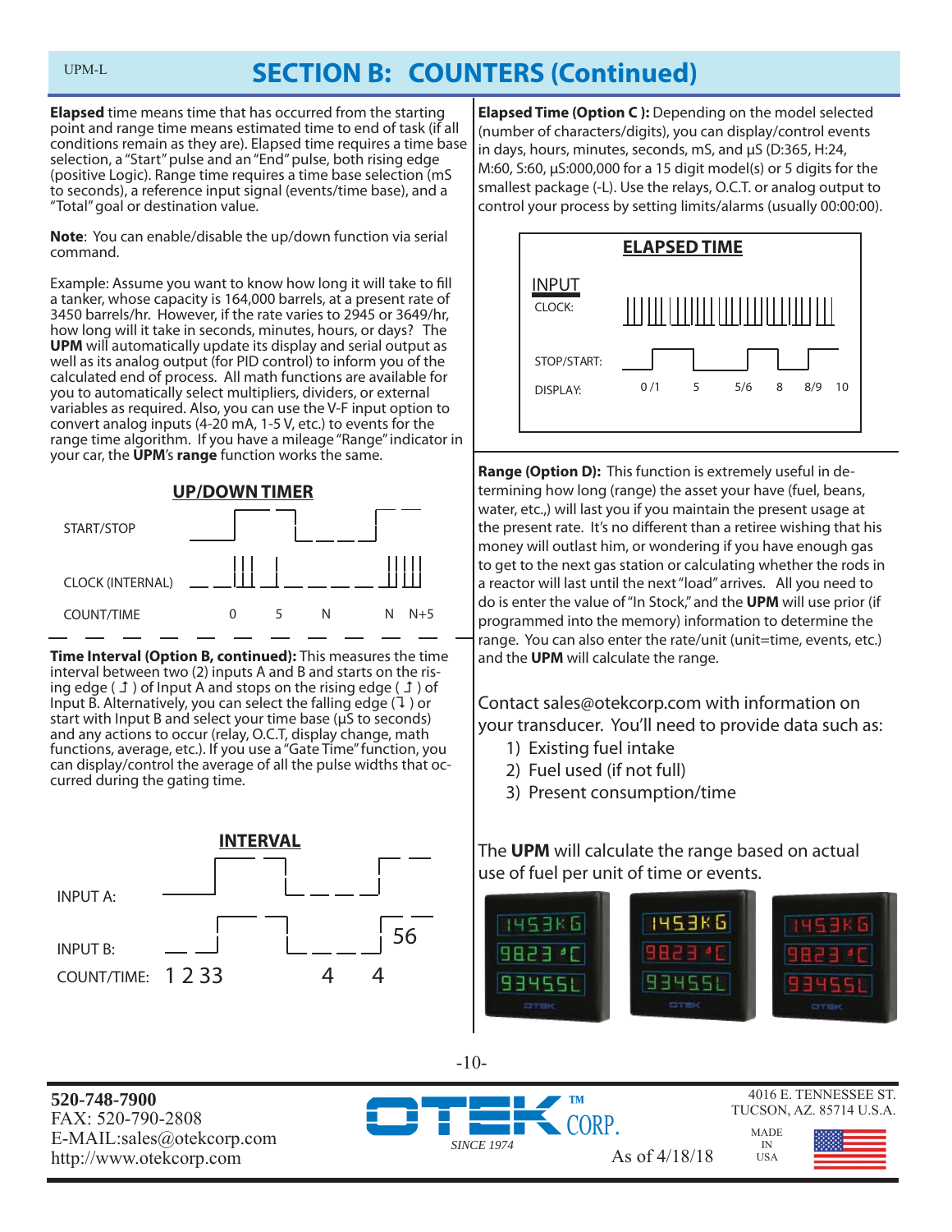# SECTION B: COUNTERS (Continued)

**Elapsed** time means time that has occurred from the starting point and range time means estimated time to end of task (if all conditions remain as they are). Elapsed time requires a time base selection, a "Start" pulse and an "End" pulse, both rising edge (positive Logic). Range time requires a time base selection (mS to seconds), a reference input signal (events/time base), and a "Total" goal or destination value.

**Note**: You can enable/disable the up/down function via serial command.

Example: Assume you want to know how long it will take to fill a tanker, whose capacity is 164,000 barrels, at a present rate of 3450 barrels/hr. However, if the rate varies to 2945 or 3649/hr, how long will it take in seconds, minutes, hours, or days? The **UPM** will automatically update its display and serial output as well as its analog output (for PID control) to inform you of the calculated end of process. All math functions are available for you to automatically select multipliers, dividers, or external variables as required. Also, you can use the V-F input option to convert analog inputs (4-20 mA, 1-5 V, etc.) to events for the range time algorithm. If you have a mileage "Range" indicator in your car, the **UPM**'s **range** function works the same.

**UP/DOWN TIMER**

START/STOP

CLOCK (INTERNAL)

COUNT/TIME 0 5 N N N+5

**Time Interval (Option B, continued):** This measures the time interval between two (2) inputs A and B and starts on the rising edge ( ↥ ) of Input A and stops on the rising edge ( ↥ ) of Input B. Alternatively, you can select the falling edge (↧ ) or start with Input B and select your time base (µS to seconds) and any actions to occur (relay, O.C.T, display change, math functions, average, etc.). If you use a "Gate Time" function, you can display/control the average of all the pulse widths that occurred during the gating time.

**INTERVAL**

INPUT A:

INPUT B: 56

COUNT/TIME: 1 2 33 4 4

**Elapsed Time (Option C ):** Depending on the model selected (number of characters/digits), you can display/control events in days, hours, minutes, seconds, mS, and µS (D:365, H:24, M:60, S:60, µS:000,000 for a 15 digit model(s) or 5 digits for the smallest package (-L). Use the relays, O.C.T. or analog output to control your process by setting limits/alarms (usually 00:00:00).

**ELAPSED TIME**

INPUT
CLOCK:

STOP/START:

DISPLAY: 0 /1 5 5/6 8 8/9 10

**Range (Option D):** This function is extremely useful in determining how long (range) the asset your have (fuel, beans, water, etc.,) will last you if you maintain the present usage at the present rate. It's no different than a retiree wishing that his money will outlast him, or wondering if you have enough gas to get to the next gas station or calculating whether the rods in a reactor will last until the next "load" arrives. All you need to do is enter the value of "In Stock," and the **UPM** will use prior (if programmed into the memory) information to determine the range. You can also enter the rate/unit (unit=time, events, etc.) and the **UPM** will calculate the range.

Contact sales@otekcorp.com with information on your transducer. You'll need to provide data such as:

1) Existing fuel intake
2) Fuel used (if not full)
3) Present consumption/time

The **UPM** will calculate the range based on actual use of fuel per unit of time or events.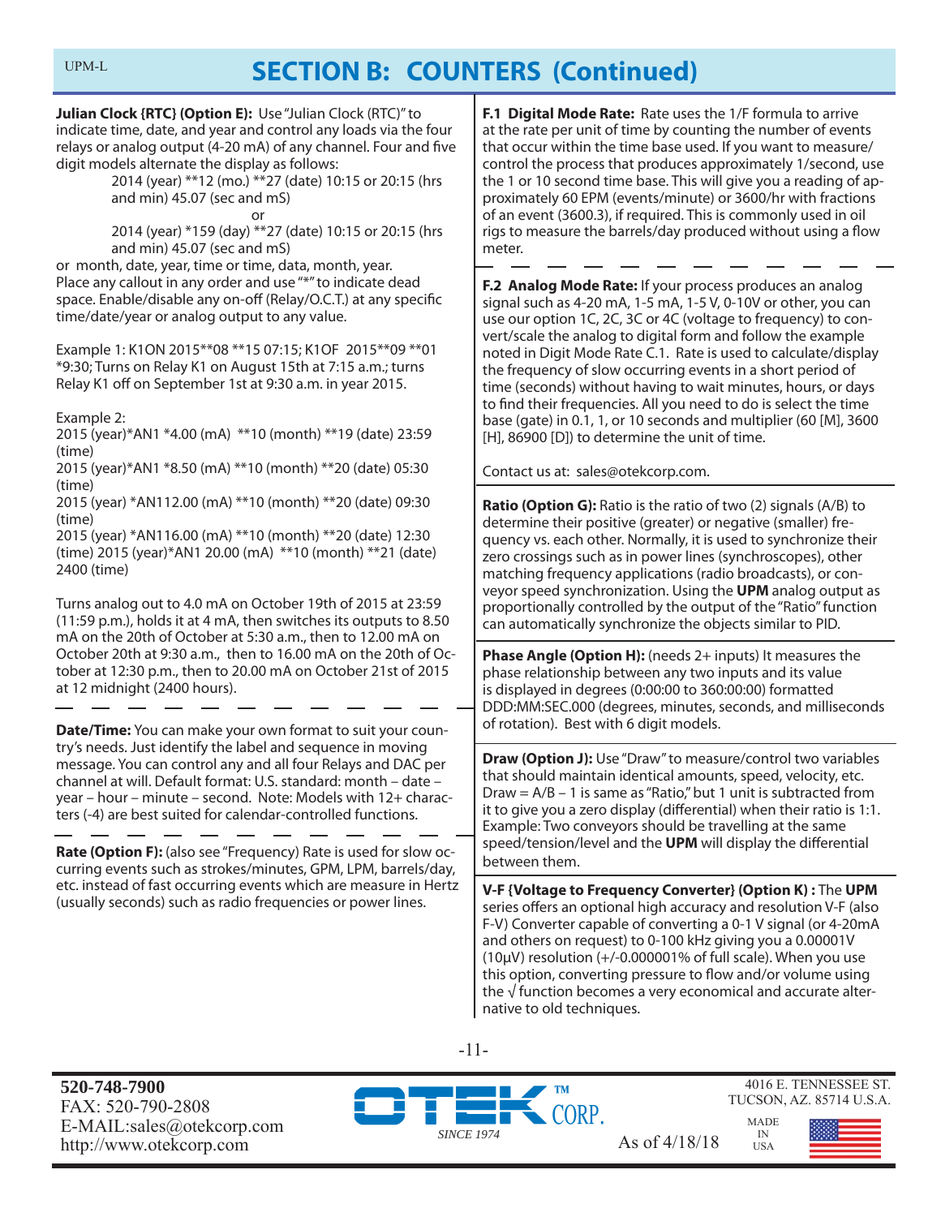## SECTION B: COUNTERS (Continued)

**Julian Clock {RTC} (Option E):** Use "Julian Clock (RTC)" to indicate time, date, and year and control any loads via the four relays or analog output (4-20 mA) of any channel. Four and five digit models alternate the display as follows:

2014 (year) **12 (mo.) **27 (date) 10:15 or 20:15 (hrs and min) 45.07 (sec and mS)

or

2014 (year) *159 (day) **27 (date) 10:15 or 20:15 (hrs and min) 45.07 (sec and mS)

or month, date, year, time or time, data, month, year. Place any callout in any order and use "*" to indicate dead space. Enable/disable any on-off (Relay/O.C.T.) at any specific time/date/year or analog output to any value.

Example 1: K1ON 2015**08 **15 07:15; K1OF 2015**09 **01 *9:30; Turns on Relay K1 on August 15th at 7:15 a.m.; turns Relay K1 off on September 1st at 9:30 a.m. in year 2015.

Example 2:
2015 (year)*AN1 *4.00 (mA) **10 (month) **19 (date) 23:59 (time)
2015 (year)*AN1 *8.50 (mA) **10 (month) **20 (date) 05:30 (time)
2015 (year) *AN112.00 (mA) **10 (month) **20 (date) 09:30 (time)
2015 (year) *AN116.00 (mA) **10 (month) **20 (date) 12:30 (time) 2015 (year)*AN1 20.00 (mA) **10 (month) **21 (date) 2400 (time)

Turns analog out to 4.0 mA on October 19th of 2015 at 23:59 (11:59 p.m.), holds it at 4 mA, then switches its outputs to 8.50 mA on the 20th of October at 5:30 a.m., then to 12.00 mA on October 20th at 9:30 a.m., then to 16.00 mA on the 20th of October at 12:30 p.m., then to 20.00 mA on October 21st of 2015 at 12 midnight (2400 hours).

---

**Date/Time:** You can make your own format to suit your country's needs. Just identify the label and sequence in moving message. You can control any and all four Relays and DAC per channel at will. Default format: U.S. standard: month – date – year – hour – minute – second. Note: Models with 12+ characters (-4) are best suited for calendar-controlled functions.

---

**Rate (Option F):** (also see "Frequency) Rate is used for slow occurring events such as strokes/minutes, GPM, LPM, barrels/day, etc. instead of fast occurring events which are measure in Hertz (usually seconds) such as radio frequencies or power lines.

**F.1 Digital Mode Rate:** Rate uses the 1/F formula to arrive at the rate per unit of time by counting the number of events that occur within the time base used. If you want to measure/control the process that produces approximately 1/second, use the 1 or 10 second time base. This will give you a reading of approximately 60 EPM (events/minute) or 3600/hr with fractions of an event (3600.3), if required. This is commonly used in oil rigs to measure the barrels/day produced without using a flow meter.

---

**F.2 Analog Mode Rate:** If your process produces an analog signal such as 4-20 mA, 1-5 mA, 1-5 V, 0-10V or other, you can use our option 1C, 2C, 3C or 4C (voltage to frequency) to convert/scale the analog to digital form and follow the example noted in Digit Mode Rate C.1. Rate is used to calculate/display the frequency of slow occurring events in a short period of time (seconds) without having to wait minutes, hours, or days to find their frequencies. All you need to do is select the time base (gate) in 0.1, 1, or 10 seconds and multiplier (60 [M], 3600 [H], 86900 [D]) to determine the unit of time.

Contact us at: sales@otekcorp.com.

**Ratio (Option G):** Ratio is the ratio of two (2) signals (A/B) to determine their positive (greater) or negative (smaller) frequency vs. each other. Normally, it is used to synchronize their zero crossings such as in power lines (synchroscopes), other matching frequency applications (radio broadcasts), or conveyor speed synchronization. Using the **UPM** analog output as proportionally controlled by the output of the "Ratio" function can automatically synchronize the objects similar to PID.

**Phase Angle (Option H):** (needs 2+ inputs) It measures the phase relationship between any two inputs and its value is displayed in degrees (0:00:00 to 360:00:00) formatted DDD:MM:SEC.000 (degrees, minutes, seconds, and milliseconds of rotation). Best with 6 digit models.

**Draw (Option J):** Use "Draw" to measure/control two variables that should maintain identical amounts, speed, velocity, etc. Draw = A/B – 1 is same as "Ratio," but 1 unit is subtracted from it to give you a zero display (differential) when their ratio is 1:1. Example: Two conveyors should be travelling at the same speed/tension/level and the **UPM** will display the differential between them.

**V-F {Voltage to Frequency Converter} (Option K) :** The **UPM** series offers an optional high accuracy and resolution V-F (also F-V) Converter capable of converting a 0-1 V signal (or 4-20mA and others on request) to 0-100 kHz giving you a 0.00001V (10μV) resolution (+/-0.000001% of full scale). When you use this option, converting pressure to flow and/or volume using the √ function becomes a very economical and accurate alternative to old techniques.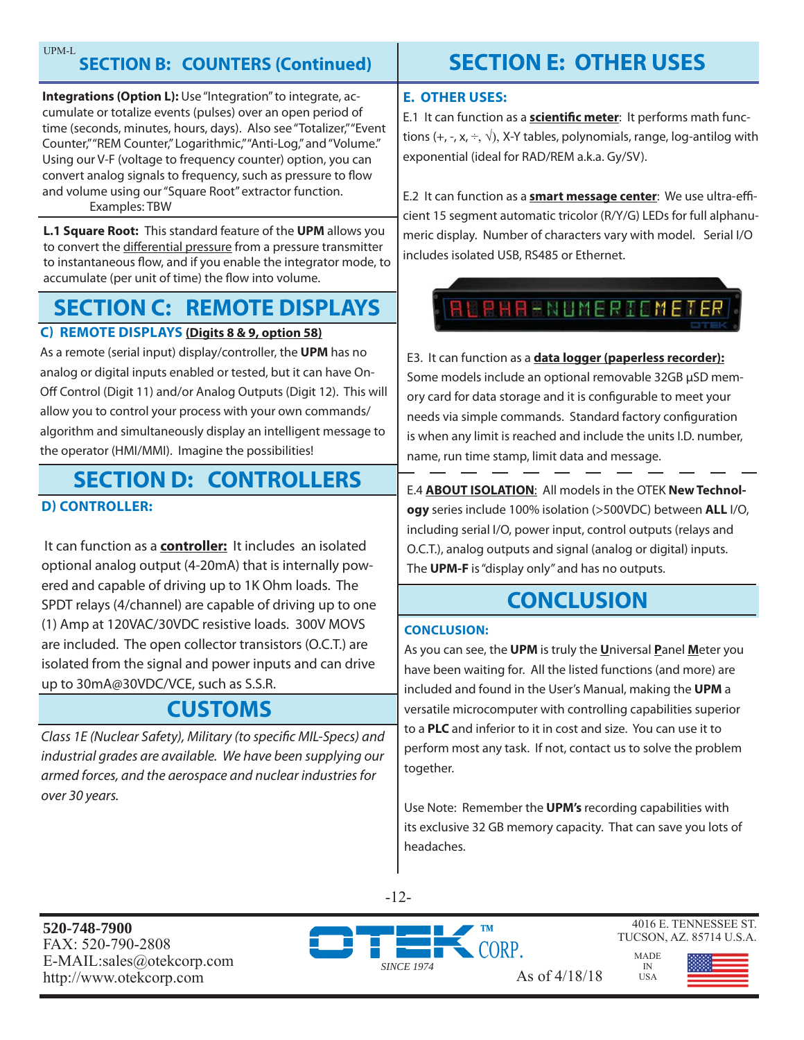## SECTION B: COUNTERS (Continued)

**Integrations (Option L):** Use "Integration" to integrate, accumulate or totalize events (pulses) over an open period of time (seconds, minutes, hours, days). Also see "Totalizer," "Event Counter," "REM Counter," Logarithmic," "Anti-Log," and "Volume." Using our V-F (voltage to frequency counter) option, you can convert analog signals to frequency, such as pressure to flow and volume using our "Square Root" extractor function.
Examples: TBW

**L.1 Square Root:** This standard feature of the **UPM** allows you to convert the differential pressure from a pressure transmitter to instantaneous flow, and if you enable the integrator mode, to accumulate (per unit of time) the flow into volume.

## SECTION C: REMOTE DISPLAYS

### C) REMOTE DISPLAYS (Digits 8 & 9, option 58)

As a remote (serial input) display/controller, the **UPM** has no analog or digital inputs enabled or tested, but it can have On-Off Control (Digit 11) and/or Analog Outputs (Digit 12). This will allow you to control your process with your own commands/algorithm and simultaneously display an intelligent message to the operator (HMI/MMI). Imagine the possibilities!

## SECTION D: CONTROLLERS

### D) CONTROLLER:

It can function as a **controller:** It includes an isolated optional analog output (4-20mA) that is internally powered and capable of driving up to 1K Ohm loads. The SPDT relays (4/channel) are capable of driving up to one (1) Amp at 120VAC/30VDC resistive loads. 300V MOVS are included. The open collector transistors (O.C.T.) are isolated from the signal and power inputs and can drive up to 30mA@30VDC/VCE, such as S.S.R.

## CUSTOMS

*Class 1E (Nuclear Safety), Military (to specific MIL-Specs) and industrial grades are available. We have been supplying our armed forces, and the aerospace and nuclear industries for over 30 years.*

## SECTION E: OTHER USES

### E. OTHER USES:

E.1 It can function as a **scientific meter**: It performs math functions (+, -, x, ÷, √), X-Y tables, polynomials, range, log-antilog with exponential (ideal for RAD/REM a.k.a. Gy/SV).

E.2 It can function as a **smart message center**: We use ultra-efficient 15 segment automatic tricolor (R/Y/G) LEDs for full alphanumeric display. Number of characters vary with model. Serial I/O includes isolated USB, RS485 or Ethernet.

E3. It can function as a **data logger (paperless recorder):** Some models include an optional removable 32GB µSD memory card for data storage and it is configurable to meet your needs via simple commands. Standard factory configuration is when any limit is reached and include the units I.D. number, name, run time stamp, limit data and message.

E.4 **ABOUT ISOLATION**: All models in the OTEK **New Technology** series include 100% isolation (>500VDC) between **ALL** I/O, including serial I/O, power input, control outputs (relays and O.C.T.), analog outputs and signal (analog or digital) inputs. The **UPM-F** is "display only" and has no outputs.

## CONCLUSION

### CONCLUSION:

As you can see, the **UPM** is truly the **U**niversal **P**anel **M**eter you have been waiting for. All the listed functions (and more) are included and found in the User's Manual, making the **UPM** a versatile microcomputer with controlling capabilities superior to a **PLC** and inferior to it in cost and size. You can use it to perform most any task. If not, contact us to solve the problem together.

Use Note: Remember the **UPM's** recording capabilities with its exclusive 32 GB memory capacity. That can save you lots of headaches.

520-748-7900
FAX: 520-790-2808
E-MAIL:sales@otekcorp.com
http://www.otekcorp.com

OTEK CORP. SINCE 1974

As of 4/18/18

4016 E. TENNESSEE ST.
TUCSON, AZ. 85714 U.S.A.

MADE IN USA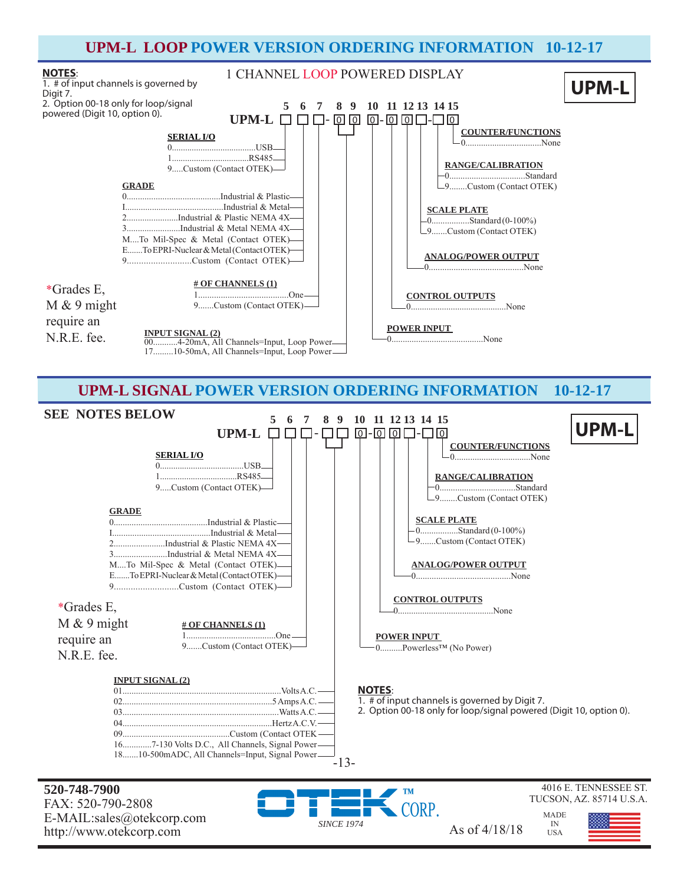## UPM-L LOOP POWER VERSION ORDERING INFORMATION 10-12-17

**NOTES**:
1. # of input channels is governed by Digit 7.
2. Option 00-18 only for loop/signal powered (Digit 10, option 0).

1 CHANNEL LOOP POWERED DISPLAY

**UPM-L**

```
         5  6  7    8  9   10   11  12 13   14 15
UPM-L    □  □  □ -  0  0   0 -  0   0  □  - □  0
```

**SERIAL I/O** (Digit 5)
- 0.....USB
- 1.....RS485
- 9.....Custom (Contact OTEK)

**GRADE** (Digit 6)
- 0.....Industrial & Plastic
- I.....Industrial & Metal
- 2.....Industrial & Plastic NEMA 4X
- 3.....Industrial & Metal NEMA 4X
- M....To Mil-Spec & Metal (Contact OTEK)
- E.....To EPRI-Nuclear & Metal (Contact OTEK)
- 9.....Custom (Contact OTEK)

*Grades E, M & 9 might require an N.R.E. fee.

**# OF CHANNELS (1)** (Digit 7)
- 1.....One
- 9.....Custom (Contact OTEK)

**INPUT SIGNAL (2)** (Digits 8-9)
- 00.....4-20mA, All Channels=Input, Loop Power
- 17.....10-50mA, All Channels=Input, Loop Power

**POWER INPUT** (Digit 10)
- 0.....None

**CONTROL OUTPUTS** (Digit 11)
- 0.....None

**ANALOG/POWER OUTPUT** (Digit 12)
- 0.....None

**SCALE PLATE** (Digit 13)
- 0.....Standard (0-100%)
- 9.....Custom (Contact OTEK)

**RANGE/CALIBRATION** (Digit 14)
- 0.....Standard
- 9.....Custom (Contact OTEK)

**COUNTER/FUNCTIONS** (Digit 15)
- 0.....None

## UPM-L SIGNAL POWER VERSION ORDERING INFORMATION 10-12-17

**SEE NOTES BELOW**

**UPM-L**

```
         5  6  7    8  9   10   11  12 13   14 15
UPM-L    □  □  □ -  □  □   0 -  0   0  □  - □  0
```

**SERIAL I/O** (Digit 5)
- 0.....USB
- 1.....RS485
- 9.....Custom (Contact OTEK)

**GRADE** (Digit 6)
- 0.....Industrial & Plastic
- I.....Industrial & Metal
- 2.....Industrial & Plastic NEMA 4X
- 3.....Industrial & Metal NEMA 4X
- M....To Mil-Spec & Metal (Contact OTEK)
- E.....To EPRI-Nuclear & Metal (Contact OTEK)
- 9.....Custom (Contact OTEK)

*Grades E, M & 9 might require an N.R.E. fee.

**# OF CHANNELS (1)** (Digit 7)
- 1.....One
- 9.....Custom (Contact OTEK)

**INPUT SIGNAL (2)** (Digits 8-9)
- 01.....Volts A.C.
- 02.....5 Amps A.C.
- 03.....Watts A.C.
- 04.....Hertz A.C.V.
- 09.....Custom (Contact OTEK
- 16.....7-130 Volts D.C., All Channels, Signal Power
- 18.....10-500mADC, All Channels=Input, Signal Power

**POWER INPUT** (Digit 10)
- 0.....Powerless™ (No Power)

**CONTROL OUTPUTS** (Digit 11)
- 0.....None

**ANALOG/POWER OUTPUT** (Digit 12)
- 0.....None

**SCALE PLATE** (Digit 13)
- 0.....Standard (0-100%)
- 9.....Custom (Contact OTEK)

**RANGE/CALIBRATION** (Digit 14)
- 0.....Standard
- 9.....Custom (Contact OTEK)

**COUNTER/FUNCTIONS** (Digit 15)
- 0.....None

**NOTES**:
1. # of input channels is governed by Digit 7.
2. Option 00-18 only for loop/signal powered (Digit 10, option 0).

**520-748-7900**
FAX: 520-790-2808
E-MAIL:sales@otekcorp.com
http://www.otekcorp.com

OTEK™ CORP. SINCE 1974

As of 4/18/18

4016 E. TENNESSEE ST.
TUCSON, AZ. 85714 U.S.A.

MADE IN USA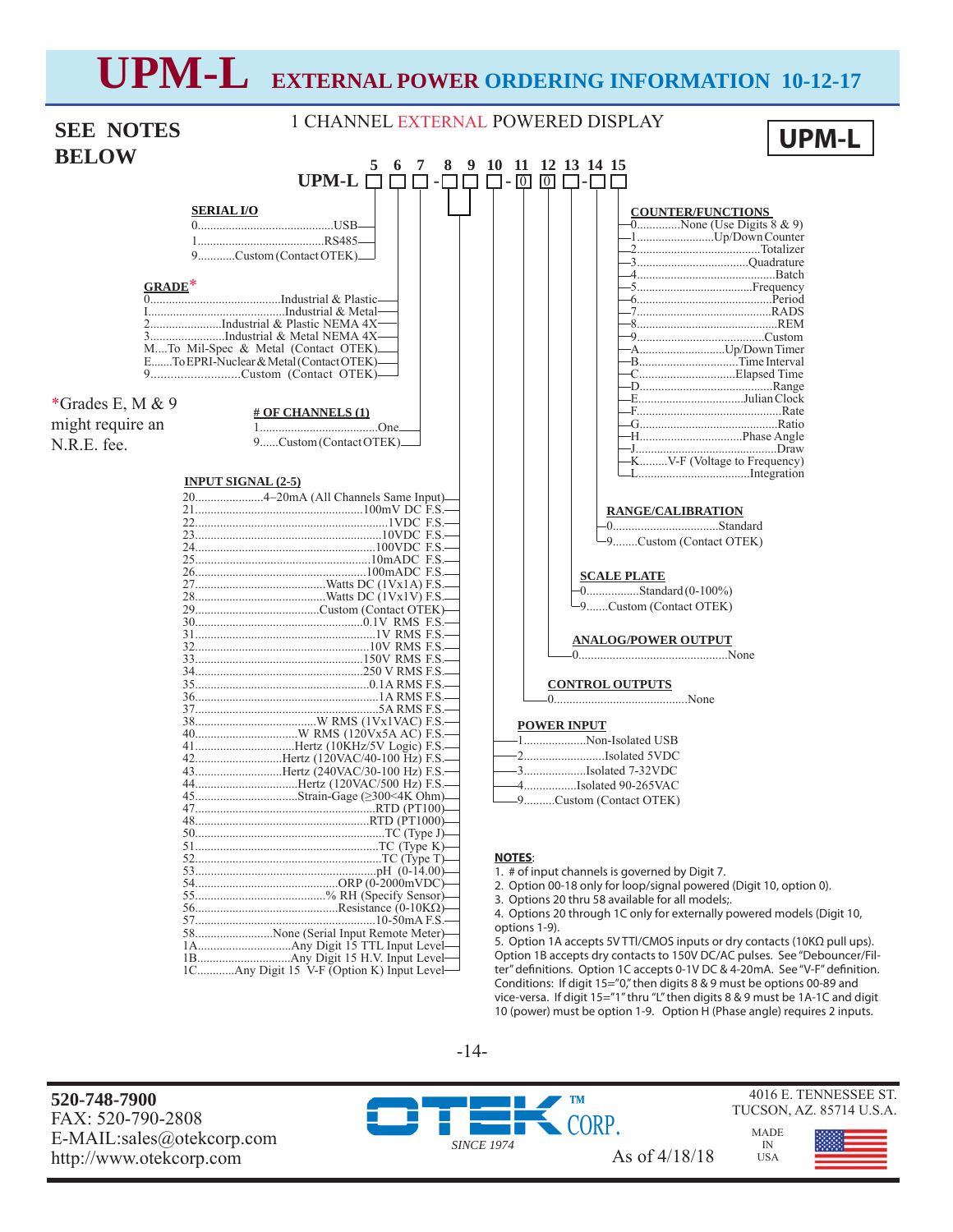# UPM-L EXTERNAL POWER ORDERING INFORMATION 10-12-17

## SEE NOTES BELOW

1 CHANNEL EXTERNAL POWERED DISPLAY

**UPM-L**

```
      5 6 7   8 9   10  11  12  13  14 15
UPM-L □ □ □ - □ □ - □ - [0] [0] □ - □ □
```

### SERIAL I/O (Digit 5)

- 0...........USB
- 1...........RS485
- 9...........Custom (Contact OTEK)

### GRADE* (Digit 6)

- 0...........Industrial & Plastic
- I...........Industrial & Metal
- 2...........Industrial & Plastic NEMA 4X
- 3...........Industrial & Metal NEMA 4X
- M....To Mil-Spec & Metal (Contact OTEK)
- E.......To EPRI-Nuclear & Metal (Contact OTEK)
- 9...........Custom (Contact OTEK)

*Grades E, M & 9 might require an N.R.E. fee.

### # OF CHANNELS (1) (Digit 7)

- 1...........One
- 9......Custom (Contact OTEK)

### INPUT SIGNAL (2-5) (Digits 8 & 9)

- 20...........4–20mA (All Channels Same Input)
- 21...........100mV DC F.S.
- 22...........1VDC F.S.
- 23...........10VDC F.S.
- 24...........100VDC F.S.
- 25...........10mADC F.S.
- 26...........100mADC F.S.
- 27...........Watts DC (1Vx1A) F.S.
- 28...........Watts DC (1Vx1V) F.S.
- 29...........Custom (Contact OTEK)
- 30...........0.1V RMS F.S.
- 31...........1V RMS F.S.
- 32...........10V RMS F.S.
- 33...........150V RMS F.S.
- 34...........250 V RMS F.S.
- 35...........0.1A RMS F.S.
- 36...........1A RMS F.S.
- 37...........5A RMS F.S.
- 38...........W RMS (1Vx1VAC) F.S.
- 40...........W RMS (120Vx5A AC) F.S.
- 41...........Hertz (10KHz/5V Logic) F.S.
- 42...........Hertz (120VAC/40-100 Hz) F.S.
- 43...........Hertz (240VAC/30-100 Hz) F.S.
- 44...........Hertz (120VAC/500 Hz) F.S.
- 45...........Strain-Gage (≥300<4K Ohm)
- 47...........RTD (PT100)
- 48...........RTD (PT1000)
- 50...........TC (Type J)
- 51...........TC (Type K)
- 52...........TC (Type T)
- 53...........pH (0-14.00)
- 54...........ORP (0-2000mVDC)
- 55...........% RH (Specify Sensor)
- 56...........Resistance (0-10KΩ)
- 57...........10-50mA F.S.
- 58...........None (Serial Input Remote Meter)
- 1A...........Any Digit 15 TTL Input Level
- 1B...........Any Digit 15 H.V. Input Level
- 1C...........Any Digit 15 V-F (Option K) Input Level

### POWER INPUT (Digit 10)

- 1...........Non-Isolated USB
- 2...........Isolated 5VDC
- 3...........Isolated 7-32VDC
- 4...........Isolated 90-265VAC
- 9.........Custom (Contact OTEK)

### CONTROL OUTPUTS (Digit 11)

- 0...........None

### ANALOG/POWER OUTPUT (Digit 12)

- 0...........None

### SCALE PLATE (Digit 13)

- 0...........Standard (0-100%)
- 9.......Custom (Contact OTEK)

### RANGE/CALIBRATION (Digit 14)

- 0...........Standard
- 9........Custom (Contact OTEK)

### COUNTER/FUNCTIONS (Digit 15)

- 0...........None (Use Digits 8 & 9)
- 1...........Up/Down Counter
- 2...........Totalizer
- 3...........Quadrature
- 4...........Batch
- 5...........Frequency
- 6...........Period
- 7...........RADS
- 8...........REM
- 9...........Custom
- A...........Up/Down Timer
- B...........Time Interval
- C...........Elapsed Time
- D...........Range
- E...........Julian Clock
- F...........Rate
- G...........Ratio
- H...........Phase Angle
- J...........Draw
- K.........V-F (Voltage to Frequency)
- L...........Integration

### NOTES:

1. # of input channels is governed by Digit 7.
2. Option 00-18 only for loop/signal powered (Digit 10, option 0).
3. Options 20 thru 58 available for all models;.
4. Options 20 through 1C only for externally powered models (Digit 10, options 1-9).
5. Option 1A accepts 5V TTl/CMOS inputs or dry contacts (10KΩ pull ups). Option 1B accepts dry contacts to 150V DC/AC pulses. See "Debouncer/Filter" definitions. Option 1C accepts 0-1V DC & 4-20mA. See "V-F" definition. Conditions: If digit 15="0," then digits 8 & 9 must be options 00-89 and vice-versa. If digit 15="1" thru "L" then digits 8 & 9 must be 1A-1C and digit 10 (power) must be option 1-9. Option H (Phase angle) requires 2 inputs.

---

**520-748-7900**
FAX: 520-790-2808
E-MAIL:sales@otekcorp.com
http://www.otekcorp.com

OTEK™ CORP. SINCE 1974

As of 4/18/18

4016 E. TENNESSEE ST.
TUCSON, AZ. 85714 U.S.A.

MADE IN USA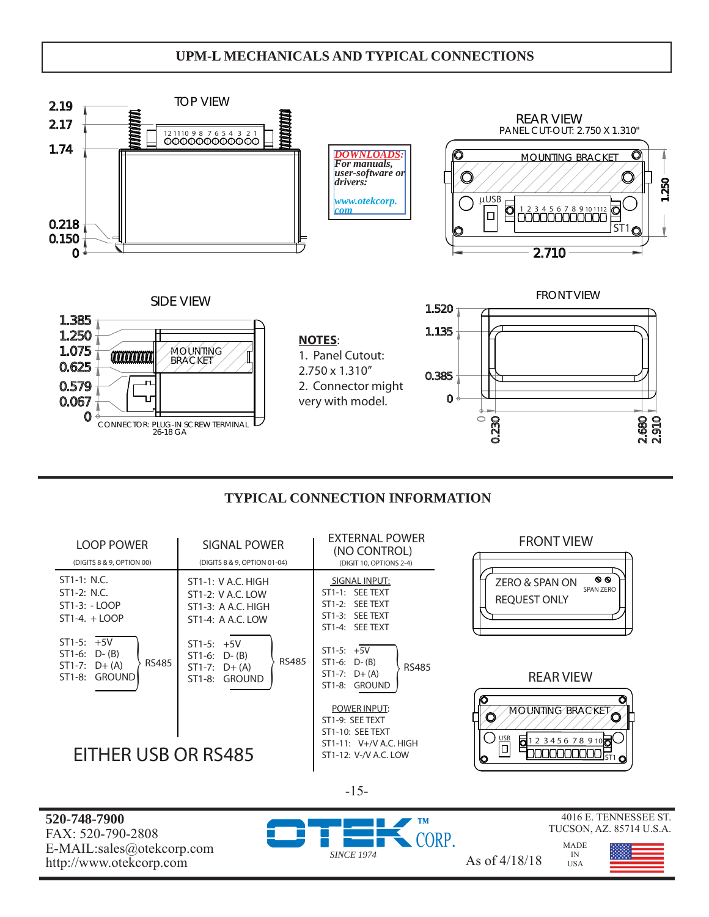# UPM-L MECHANICALS AND TYPICAL CONNECTIONS

TOP VIEW

2.19
2.17
1.74
0.218
0.150
0

12 11 10 9 8 7 6 5 4 3 2 1

***DOWNLOADS:***
***For manuals, user-software or drivers:***

***www.otekcorp.com***

REAR VIEW
PANEL CUT-OUT: 2.750 X 1.310"

MOUNTING BRACKET
µUSB
1 2 3 4 5 6 7 8 9 10 11 12
ST1
1.250
2.710

SIDE VIEW

1.385
1.250
1.075
0.625
0.579
0.067
0

MOUNTING BRACKET

CONNECTOR: PLUG-IN SCREW TERMINAL 26-18 GA

**NOTES**:
1. Panel Cutout: 2.750 x 1.310"
2. Connector might very with model.

FRONT VIEW

1.520
1.135
0.385
0
0
0.230
2.680
2.910

# TYPICAL CONNECTION INFORMATION

| LOOP POWER (DIGITS 8 & 9, OPTION 00) | SIGNAL POWER (DIGITS 8 & 9, OPTION 01-04) | EXTERNAL POWER (NO CONTROL) (DIGIT 10, OPTIONS 2-4) |
|---|---|---|
| ST1-1: N.C. | ST1-1: V A.C. HIGH | SIGNAL INPUT: |
| ST1-2: N.C. | ST1-2: V A.C. LOW | ST1-1: SEE TEXT |
| ST1-3: - LOOP | ST1-3: A A.C. HIGH | ST1-2: SEE TEXT |
| ST1-4. + LOOP | ST1-4: A A.C. LOW | ST1-3: SEE TEXT |
| | | ST1-4: SEE TEXT |
| ST1-5: +5V (RS485) | ST1-5: +5V (RS485) | ST1-5: +5V (RS485) |
| ST1-6: D- (B) (RS485) | ST1-6: D- (B) (RS485) | ST1-6: D- (B) (RS485) |
| ST1-7: D+ (A) (RS485) | ST1-7: D+ (A) (RS485) | ST1-7: D+ (A) (RS485) |
| ST1-8: GROUND (RS485) | ST1-8: GROUND (RS485) | ST1-8: GROUND (RS485) |
| | | POWER INPUT: |
| | | ST1-9: SEE TEXT |
| | | ST1-10: SEE TEXT |
| | | ST1-11: V+/V A.C. HIGH |
| | | ST1-12: V-/V A.C. LOW |

EITHER USB OR RS485

FRONT VIEW

ZERO & SPAN ON REQUEST ONLY
SPAN ZERO

REAR VIEW

MOUNTING BRACKET
USB
1 2 3 4 5 6 7 8 9 10
ST1

**520-748-7900**
FAX: 520-790-2808
E-MAIL:sales@otekcorp.com
http://www.otekcorp.com

OTEK™ CORP.
SINCE 1974

As of 4/18/18

4016 E. TENNESSEE ST.
TUCSON, AZ. 85714 U.S.A.

MADE IN USA